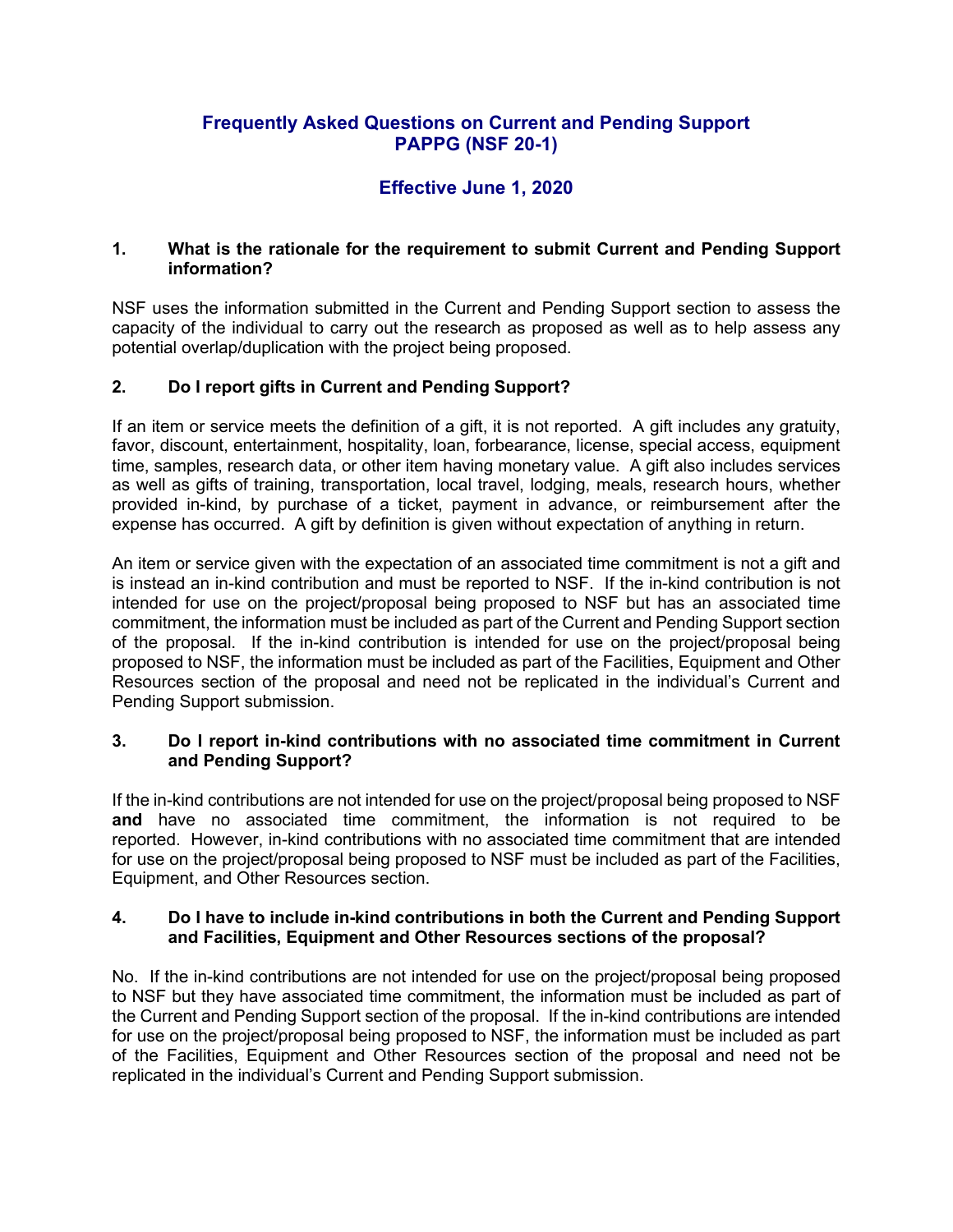# Frequently Asked Questions on Current and Pending Support PAPPG (NSF 20-1)

## Effective June 1, 2020

### 1. What is the rationale for the requirement to submit Current and Pending Support information?

NSF uses the information submitted in the Current and Pending Support section to assess the capacity of the individual to carry out the research as proposed as well as to help assess any potential overlap/duplication with the project being proposed.

### 2. Do I report gifts in Current and Pending Support?

If an item or service meets the definition of a gift, it is not reported. A gift includes any gratuity, favor, discount, entertainment, hospitality, loan, forbearance, license, special access, equipment time, samples, research data, or other item having monetary value. A gift also includes services as well as gifts of training, transportation, local travel, lodging, meals, research hours, whether provided in-kind, by purchase of a ticket, payment in advance, or reimbursement after the expense has occurred. A gift by definition is given without expectation of anything in return.

An item or service given with the expectation of an associated time commitment is not a gift and is instead an in-kind contribution and must be reported to NSF. If the in-kind contribution is not intended for use on the project/proposal being proposed to NSF but has an associated time commitment, the information must be included as part of the Current and Pending Support section of the proposal. If the in-kind contribution is intended for use on the project/proposal being proposed to NSF, the information must be included as part of the Facilities, Equipment and Other Resources section of the proposal and need not be replicated in the individual's Current and Pending Support submission.

### 3. Do I report in-kind contributions with no associated time commitment in Current and Pending Support?

If the in-kind contributions are not intended for use on the project/proposal being proposed to NSF **and** have no associated time commitment, the information is not required to be reported. However, in-kind contributions with no associated time commitment that are intended for use on the project/proposal being proposed to NSF must be included as part of the Facilities, Equipment, and Other Resources section.

### 4. Do I have to include in-kind contributions in both the Current and Pending Support and Facilities, Equipment and Other Resources sections of the proposal?

No. If the in-kind contributions are not intended for use on the project/proposal being proposed to NSF but they have associated time commitment, the information must be included as part of the Current and Pending Support section of the proposal. If the in-kind contributions are intended for use on the project/proposal being proposed to NSF, the information must be included as part of the Facilities, Equipment and Other Resources section of the proposal and need not be replicated in the individual's Current and Pending Support submission.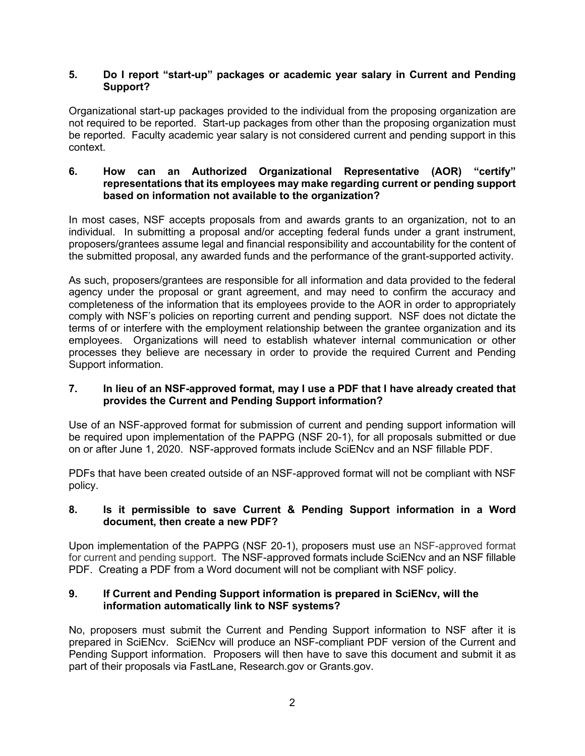**5. Do I report "start-up" packages or academic year salary in Current and Pending Support?**

Organizational start-up packages provided to the individual from the proposing organization are not required to be reported. Start-up packages from other than the proposing organization must be reported. Faculty academic year salary is not considered current and pending support in this context.

**6. How can an Authorized Organizational Representative (AOR) "certify" representations that its employees may make regarding current or pending support based on information not available to the organization?**

In most cases, NSF accepts proposals from and awards grants to an organization, not to an individual. In submitting a proposal and/or accepting federal funds under a grant instrument, proposers/grantees assume legal and financial responsibility and accountability for the content of the submitted proposal, any awarded funds and the performance of the grant-supported activity.

As such, proposers/grantees are responsible for all information and data provided to the federal agency under the proposal or grant agreement, and may need to confirm the accuracy and completeness of the information that its employees provide to the AOR in order to appropriately comply with NSF's policies on reporting current and pending support. NSF does not dictate the terms of or interfere with the employment relationship between the grantee organization and its employees. Organizations will need to establish whatever internal communication or other processes they believe are necessary in order to provide the required Current and Pending Support information.

**7. In lieu of an NSF-approved format, may I use a PDF that I have already created that provides the Current and Pending Support information?**

Use of an NSF-approved format for submission of current and pending support information will be required upon implementation of the PAPPG (NSF 20-1), for all proposals submitted or due on or after June 1, 2020. NSF-approved formats include SciENcv and an NSF fillable PDF.

PDFs that have been created outside of an NSF-approved format will not be compliant with NSF policy.

**8. Is it permissible to save Current & Pending Support information in a Word document, then create a new PDF?**

Upon implementation of the PAPPG (NSF 20-1), proposers must use an NSF-approved format for current and pending support. The NSF-approved formats include SciENcv and an NSF fillable PDF. Creating a PDF from a Word document will not be compliant with NSF policy.

**9. If Current and Pending Support information is prepared in SciENcv, will the information automatically link to NSF systems?**

No, proposers must submit the Current and Pending Support information to NSF after it is prepared in SciENcv. SciENcv will produce an NSF-compliant PDF version of the Current and Pending Support information. Proposers will then have to save this document and submit it as part of their proposals via FastLane, Research.gov or Grants.gov.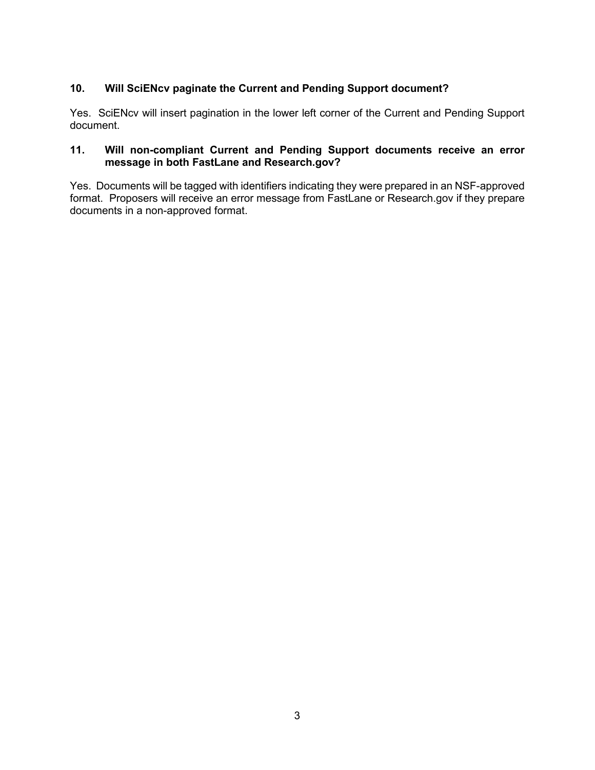**10. Will SciENcv paginate the Current and Pending Support document?**

Yes. SciENcv will insert pagination in the lower left corner of the Current and Pending Support document.

**11. Will non-compliant Current and Pending Support documents receive an error message in both FastLane and Research.gov?**

Yes. Documents will be tagged with identifiers indicating they were prepared in an NSF-approved format. Proposers will receive an error message from FastLane or Research.gov if they prepare documents in a non-approved format.